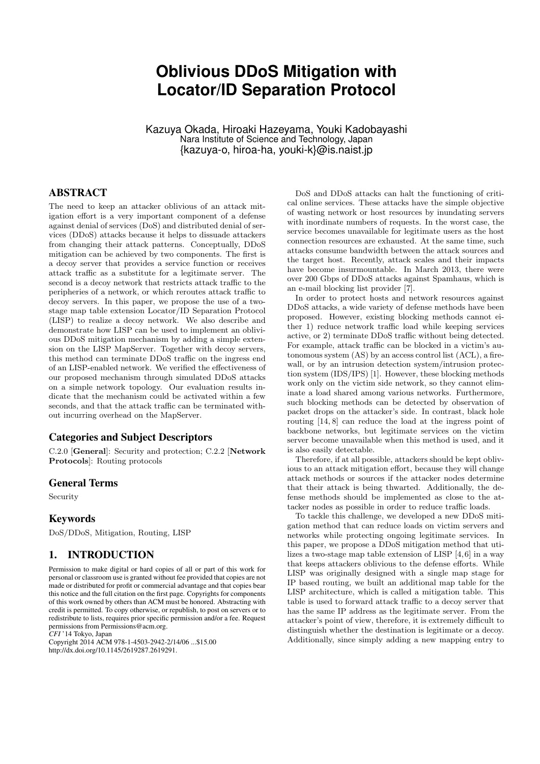# Oblivious DDoS Mitigation with Locator/ID Separation Protocol

Kazuya Okada, Hiroaki Hazeyama, Youki Kadobayashi
Nara Institute of Science and Technology, Japan
{kazuya-o, hiroa-ha, youki-k}@is.naist.jp

## ABSTRACT

The need to keep an attacker oblivious of an attack mitigation effort is a very important component of a defense against denial of services (DoS) and distributed denial of services (DDoS) attacks because it helps to dissuade attackers from changing their attack patterns. Conceptually, DDoS mitigation can be achieved by two components. The first is a decoy server that provides a service function or receives attack traffic as a substitute for a legitimate server. The second is a decoy network that restricts attack traffic to the peripheries of a network, or which reroutes attack traffic to decoy servers. In this paper, we propose the use of a two-stage map table extension Locator/ID Separation Protocol (LISP) to realize a decoy network. We also describe and demonstrate how LISP can be used to implement an oblivious DDoS mitigation mechanism by adding a simple extension on the LISP MapServer. Together with decoy servers, this method can terminate DDoS traffic on the ingress end of an LISP-enabled network. We verified the effectiveness of our proposed mechanism through simulated DDoS attacks on a simple network topology. Our evaluation results indicate that the mechanism could be activated within a few seconds, and that the attack traffic can be terminated without incurring overhead on the MapServer.

### Categories and Subject Descriptors

C.2.0 [**General**]: Security and protection; C.2.2 [**Network Protocols**]: Routing protocols

### General Terms

Security

### Keywords

DoS/DDoS, Mitigation, Routing, LISP

## 1. INTRODUCTION

Permission to make digital or hard copies of all or part of this work for personal or classroom use is granted without fee provided that copies are not made or distributed for profit or commercial advantage and that copies bear this notice and the full citation on the first page. Copyrights for components of this work owned by others than ACM must be honored. Abstracting with credit is permitted. To copy otherwise, or republish, to post on servers or to redistribute to lists, requires prior specific permission and/or a fee. Request permissions from Permissions@acm.org.
*CFI* '14 Tokyo, Japan
Copyright 2014 ACM 978-1-4503-2942-2/14/06 ...$15.00
http://dx.doi.org/10.1145/2619287.2619291.

DoS and DDoS attacks can halt the functioning of critical online services. These attacks have the simple objective of wasting network or host resources by inundating servers with inordinate numbers of requests. In the worst case, the service becomes unavailable for legitimate users as the host connection resources are exhausted. At the same time, such attacks consume bandwidth between the attack sources and the target host. Recently, attack scales and their impacts have become insurmountable. In March 2013, there were over 200 Gbps of DDoS attacks against Spamhaus, which is an e-mail blocking list provider [7].

In order to protect hosts and network resources against DDoS attacks, a wide variety of defense methods have been proposed. However, existing blocking methods cannot either 1) reduce network traffic load while keeping services active, or 2) terminate DDoS traffic without being detected. For example, attack traffic can be blocked in a victim's autonomous system (AS) by an access control list (ACL), a firewall, or by an intrusion detection system/intrusion protection system (IDS/IPS) [1]. However, these blocking methods work only on the victim side network, so they cannot eliminate a load shared among various networks. Furthermore, such blocking methods can be detected by observation of packet drops on the attacker's side. In contrast, black hole routing [14, 8] can reduce the load at the ingress point of backbone networks, but legitimate services on the victim server become unavailable when this method is used, and it is also easily detectable.

Therefore, if at all possible, attackers should be kept oblivious to an attack mitigation effort, because they will change attack methods or sources if the attacker nodes determine that their attack is being thwarted. Additionally, the defense methods should be implemented as close to the attacker nodes as possible in order to reduce traffic loads.

To tackle this challenge, we developed a new DDoS mitigation method that can reduce loads on victim servers and networks while protecting ongoing legitimate services. In this paper, we propose a DDoS mitigation method that utilizes a two-stage map table extension of LISP [4, 6] in a way that keeps attackers oblivious to the defense efforts. While LISP was originally designed with a single map stage for IP based routing, we built an additional map table for the LISP architecture, which is called a mitigation table. This table is used to forward attack traffic to a decoy server that has the same IP address as the legitimate server. From the attacker's point of view, therefore, it is extremely difficult to distinguish whether the destination is legitimate or a decoy. Additionally, since simply adding a new mapping entry to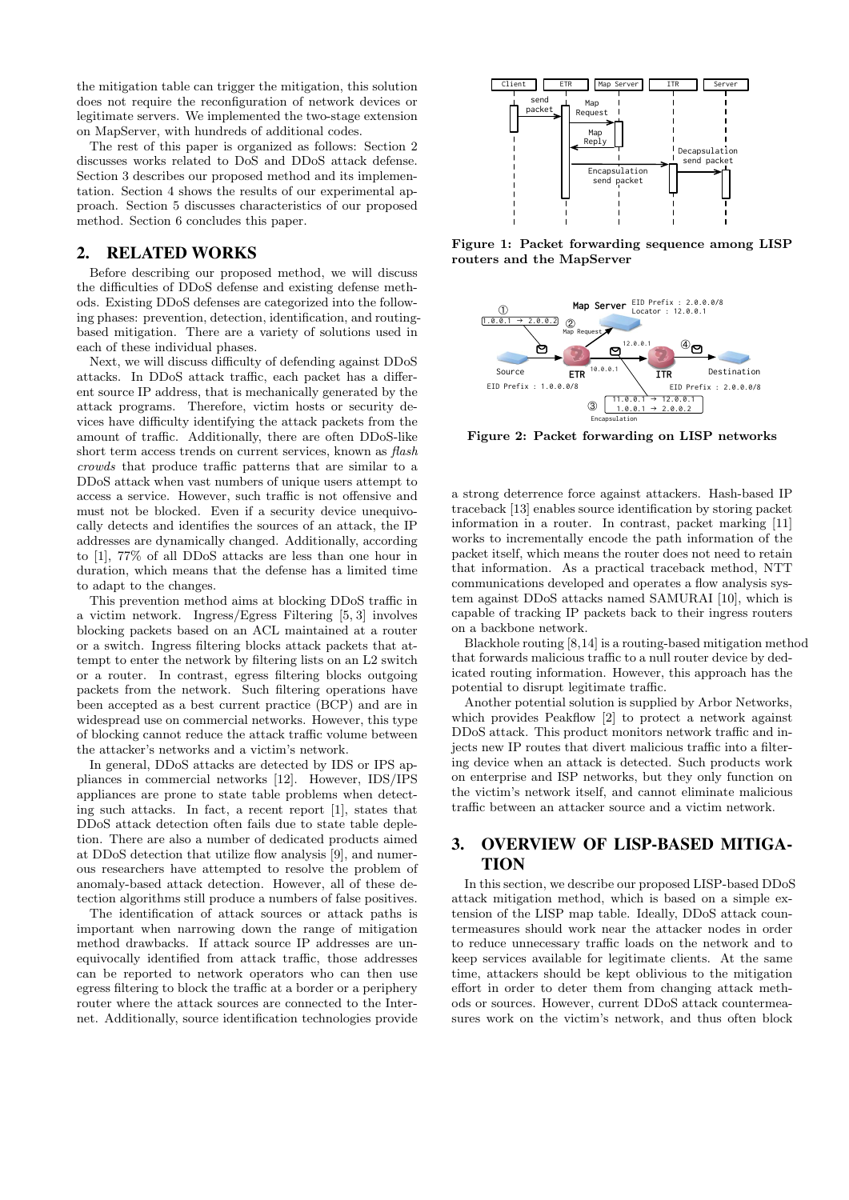the mitigation table can trigger the mitigation, this solution does not require the reconfiguration of network devices or legitimate servers. We implemented the two-stage extension on MapServer, with hundreds of additional codes.

The rest of this paper is organized as follows: Section 2 discusses works related to DoS and DDoS attack defense. Section 3 describes our proposed method and its implementation. Section 4 shows the results of our experimental approach. Section 5 discusses characteristics of our proposed method. Section 6 concludes this paper.

## 2. RELATED WORKS

Before describing our proposed method, we will discuss the difficulties of DDoS defense and existing defense methods. Existing DDoS defenses are categorized into the following phases: prevention, detection, identification, and routing-based mitigation. There are a variety of solutions used in each of these individual phases.

Next, we will discuss difficulty of defending against DDoS attacks. In DDoS attack traffic, each packet has a different source IP address, that is mechanically generated by the attack programs. Therefore, victim hosts or security devices have difficulty identifying the attack packets from the amount of traffic. Additionally, there are often DDoS-like short term access trends on current services, known as *flash crowds* that produce traffic patterns that are similar to a DDoS attack when vast numbers of unique users attempt to access a service. However, such traffic is not offensive and must not be blocked. Even if a security device unequivocally detects and identifies the sources of an attack, the IP addresses are dynamically changed. Additionally, according to [1], 77% of all DDoS attacks are less than one hour in duration, which means that the defense has a limited time to adapt to the changes.

This prevention method aims at blocking DDoS traffic in a victim network. Ingress/Egress Filtering [5, 3] involves blocking packets based on an ACL maintained at a router or a switch. Ingress filtering blocks attack packets that attempt to enter the network by filtering lists on an L2 switch or a router. In contrast, egress filtering blocks outgoing packets from the network. Such filtering operations have been accepted as a best current practice (BCP) and are in widespread use on commercial networks. However, this type of blocking cannot reduce the attack traffic volume between the attacker's networks and a victim's network.

In general, DDoS attacks are detected by IDS or IPS appliances in commercial networks [12]. However, IDS/IPS appliances are prone to state table problems when detecting such attacks. In fact, a recent report [1], states that DDoS attack detection often fails due to state table depletion. There are also a number of dedicated products aimed at DDoS detection that utilize flow analysis [9], and numerous researchers have attempted to resolve the problem of anomaly-based attack detection. However, all of these detection algorithms still produce a numbers of false positives.

The identification of attack sources or attack paths is important when narrowing down the range of mitigation method drawbacks. If attack source IP addresses are unequivocally identified from attack traffic, those addresses can be reported to network operators who can then use egress filtering to block the traffic at a border or a periphery router where the attack sources are connected to the Internet. Additionally, source identification technologies provide a strong deterrence force against attackers. Hash-based IP traceback [13] enables source identification by storing packet information in a router. In contrast, packet marking [11] works to incrementally encode the path information of the packet itself, which means the router does not need to retain that information. As a practical traceback method, NTT communications developed and operates a flow analysis system against DDoS attacks named SAMURAI [10], which is capable of tracking IP packets back to their ingress routers on a backbone network.

Blackhole routing [8,14] is a routing-based mitigation method that forwards malicious traffic to a null router device by dedicated routing information. However, this approach has the potential to disrupt legitimate traffic.

Another potential solution is supplied by Arbor Networks, which provides Peakflow [2] to protect a network against DDoS attack. This product monitors network traffic and injects new IP routes that divert malicious traffic into a filtering device when an attack is detected. Such products work on enterprise and ISP networks, but they only function on the victim's network itself, and cannot eliminate malicious traffic between an attacker source and a victim network.

**Figure 1: Packet forwarding sequence among LISP routers and the MapServer**

**Figure 2: Packet forwarding on LISP networks**

## 3. OVERVIEW OF LISP-BASED MITIGATION

In this section, we describe our proposed LISP-based DDoS attack mitigation method, which is based on a simple extension of the LISP map table. Ideally, DDoS attack countermeasures should work near the attacker nodes in order to reduce unnecessary traffic loads on the network and to keep services available for legitimate clients. At the same time, attackers should be kept oblivious to the mitigation effort in order to deter them from changing attack methods or sources. However, current DDoS attack countermeasures work on the victim's network, and thus often block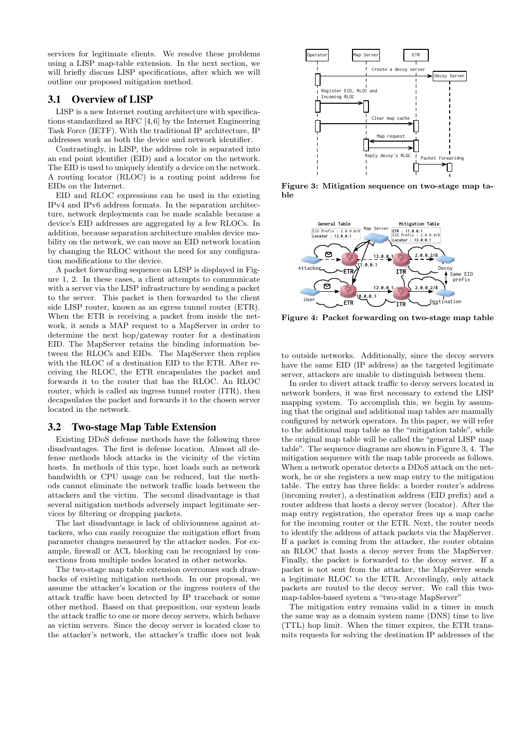services for legitimate clients. We resolve these problems using a LISP map-table extension. In the next section, we will briefly discuss LISP specifications, after which we will outline our proposed mitigation method.

### 3.1 Overview of LISP

LISP is a new Internet routing architecture with specifications standardized as RFC [4,6] by the Internet Engineering Task Force (IETF). With the traditional IP architecture, IP addresses work as both the device and network identifier.

Contrastingly, in LISP, the address role is separated into an end point identifier (EID) and a locator on the network. The EID is used to uniquely identify a device on the network. A routing locator (RLOC) is a routing point address for EIDs on the Internet.

EID and RLOC expressions can be used in the existing IPv4 and IPv6 address formats. In the separation architecture, network deployments can be made scalable because a device's EID addresses are aggregated by a few RLOCs. In addition, because separation architecture enables device mobility on the network, we can move an EID network location by changing the RLOC without the need for any configuration modifications to the device.

A packet forwarding sequence on LISP is displayed in Figure 1, 2. In these cases, a client attempts to communicate with a server via the LISP infrastructure by sending a packet to the server. This packet is then forwarded to the client side LISP router, known as an egress tunnel router (ETR). When the ETR is receiving a packet from inside the network, it sends a MAP request to a MapServer in order to determine the next hop/gateway router for a destination EID. The MapServer retains the binding information between the RLOCs and EIDs. The MapServer then replies with the RLOC of a destination EID to the ETR. After receiving the RLOC, the ETR encapsulates the packet and forwards it to the router that has the RLOC. An RLOC router, which is called an ingress tunnel router (ITR), then decapsulates the packet and forwards it to the chosen server located in the network.

### 3.2 Two-stage Map Table Extension

Existing DDoS defense methods have the following three disadvantages. The first is defense location. Almost all defense methods block attacks in the vicinity of the victim hosts. In methods of this type, host loads such as network bandwidth or CPU usage can be reduced, but the methods cannot eliminate the network traffic loads between the attackers and the victim. The second disadvantage is that several mitigation methods adversely impact legitimate services by filtering or dropping packets.

The last disadvantage is lack of obliviousness against attackers, who can easily recognize the mitigation effort from parameter changes measured by the attacker nodes. For example, firewall or ACL blocking can be recognized by connections from multiple nodes located in other networks.

The two-stage map table extension overcomes such drawbacks of existing mitigation methods. In our proposal, we assume the attacker's location or the ingress routers of the attack traffic have been detected by IP traceback or some other method. Based on that preposition, our system leads the attack traffic to one or more decoy servers, which behave as victim servers. Since the decoy server is located close to the attacker's network, the attacker's traffic does not leak

Operator
Map Server
ETR
Create a decoy server
Decoy Server
Register EID, RLOC and Incoming RLOC
Clear map cache
Map request
Reply decoy's RLOC
Packet forwaridng

Figure 3: Mitigation sequence on two-stage map table

General Table
EID Prefix : 2.0.0.0/8
Locator : 12.0.0.1
Map Server
Mitigation Table
ETR : 11.0.0.1
EID Prefix : 2.0.0.0/8
Locator : 13.0.0.1
Attacker
ETR
11.0.0.1
13.0.0.1
ITR
2.0.0.2/8
Decoy
Same EID prefix
User
ETR
10.0.0.1
12.0.0.1
ITR
2.0.0.2/8
Destination

Figure 4: Packet forwarding on two-stage map table

to outside networks. Additionally, since the decoy servers have the same EID (IP address) as the targeted legitimate server, attackers are unable to distinguish between them.

In order to divert attack traffic to decoy servers located in network borders, it was first necessary to extend the LISP mapping system. To accomplish this, we begin by assuming that the original and additional map tables are manually configured by network operators. In this paper, we will refer to the additional map table as the "mitigation table", while the original map table will be called the "general LISP map table". The sequence diagrams are shown in Figure 3, 4. The mitigation sequence with the map table proceeds as follows. When a network operator detects a DDoS attack on the network, he or she registers a new map entry to the mitigation table. The entry has three fields: a border router's address (incoming router), a destination address (EID prefix) and a router address that hosts a decoy server (locator). After the map entry registration, the operator frees up a map cache for the incoming router or the ETR. Next, the router needs to identify the address of attack packets via the MapServer. If a packet is coming from the attacker, the router obtains an RLOC that hosts a decoy server from the MapServer. Finally, the packet is forwarded to the decoy server. If a packet is not sent from the attacker, the MapServer sends a legitimate RLOC to the ETR. Accordingly, only attack packets are routed to the decoy server. We call this two-map-tables-based system a "two-stage MapServer"

The mitigation entry remains valid in a timer in much the same way as a domain system name (DNS) time to live (TTL) hop limit. When the timer expires, the ETR transmits requests for solving the destination IP addresses of the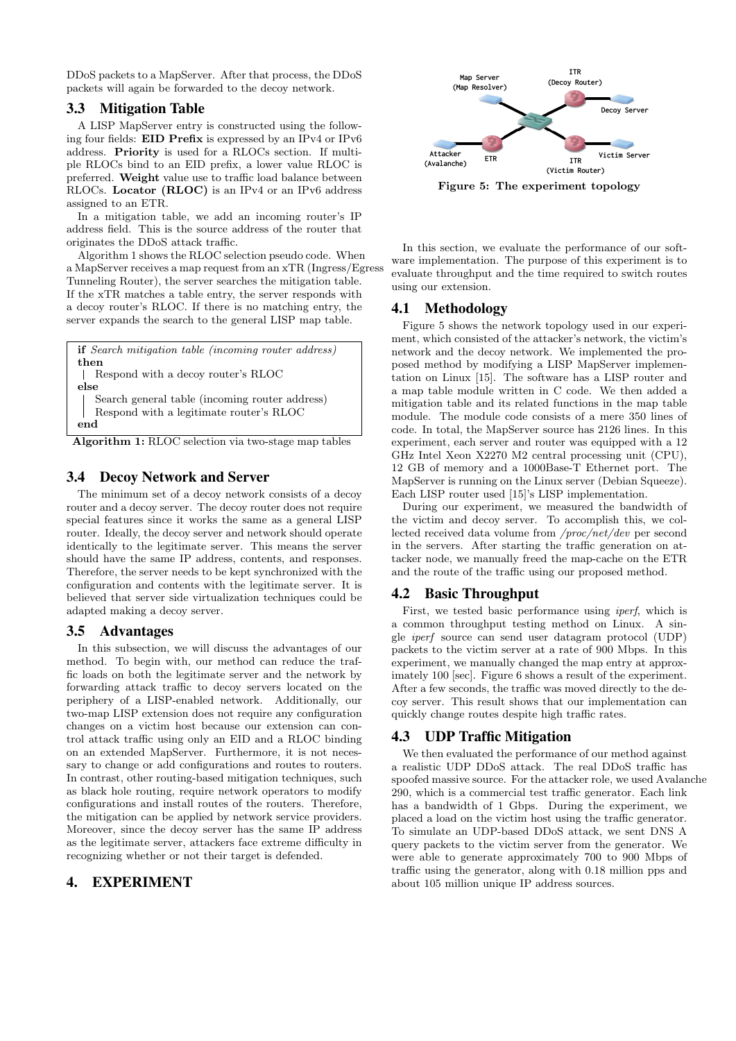DDoS packets to a MapServer. After that process, the DDoS packets will again be forwarded to the decoy network.

### 3.3 Mitigation Table

A LISP MapServer entry is constructed using the following four fields: **EID Prefix** is expressed by an IPv4 or IPv6 address. **Priority** is used for a RLOCs section. If multiple RLOCs bind to an EID prefix, a lower value RLOC is preferred. **Weight** value use to traffic load balance between RLOCs. **Locator (RLOC)** is an IPv4 or an IPv6 address assigned to an ETR.

In a mitigation table, we add an incoming router's IP address field. This is the source address of the router that originates the DDoS attack traffic.

Algorithm 1 shows the RLOC selection pseudo code. When a MapServer receives a map request from an xTR (Ingress/Egress Tunneling Router), the server searches the mitigation table. If the xTR matches a table entry, the server responds with a decoy router's RLOC. If there is no matching entry, the server expands the search to the general LISP map table.

```
if Search mitigation table (incoming router address)
then
 | Respond with a decoy router's RLOC
else
 | Search general table (incoming router address)
 | Respond with a legitimate router's RLOC
end
```

**Algorithm 1:** RLOC selection via two-stage map tables

### 3.4 Decoy Network and Server

The minimum set of a decoy network consists of a decoy router and a decoy server. The decoy router does not require special features since it works the same as a general LISP router. Ideally, the decoy server and network should operate identically to the legitimate server. This means the server should have the same IP address, contents, and responses. Therefore, the server needs to be kept synchronized with the configuration and contents with the legitimate server. It is believed that server side virtualization techniques could be adapted making a decoy server.

### 3.5 Advantages

In this subsection, we will discuss the advantages of our method. To begin with, our method can reduce the traffic loads on both the legitimate server and the network by forwarding attack traffic to decoy servers located on the periphery of a LISP-enabled network. Additionally, our two-map LISP extension does not require any configuration changes on a victim host because our extension can control attack traffic using only an EID and a RLOC binding on an extended MapServer. Furthermore, it is not necessary to change or add configurations and routes to routers. In contrast, other routing-based mitigation techniques, such as black hole routing, require network operators to modify configurations and install routes of the routers. Therefore, the mitigation can be applied by network service providers. Moreover, since the decoy server has the same IP address as the legitimate server, attackers face extreme difficulty in recognizing whether or not their target is defended.

## 4. EXPERIMENT

**Figure 5: The experiment topology**

In this section, we evaluate the performance of our software implementation. The purpose of this experiment is to evaluate throughput and the time required to switch routes using our extension.

### 4.1 Methodology

Figure 5 shows the network topology used in our experiment, which consisted of the attacker's network, the victim's network and the decoy network. We implemented the proposed method by modifying a LISP MapServer implementation on Linux [15]. The software has a LISP router and a map table module written in C code. We then added a mitigation table and its related functions in the map table module. The module code consists of a mere 350 lines of code. In total, the MapServer source has 2126 lines. In this experiment, each server and router was equipped with a 12 GHz Intel Xeon X2270 M2 central processing unit (CPU), 12 GB of memory and a 1000Base-T Ethernet port. The MapServer is running on the Linux server (Debian Squeeze). Each LISP router used [15]'s LISP implementation.

During our experiment, we measured the bandwidth of the victim and decoy server. To accomplish this, we collected received data volume from */proc/net/dev* per second in the servers. After starting the traffic generation on attacker node, we manually freed the map-cache on the ETR and the route of the traffic using our proposed method.

### 4.2 Basic Throughput

First, we tested basic performance using *iperf*, which is a common throughput testing method on Linux. A single *iperf* source can send user datagram protocol (UDP) packets to the victim server at a rate of 900 Mbps. In this experiment, we manually changed the map entry at approximately 100 [sec]. Figure 6 shows a result of the experiment. After a few seconds, the traffic was moved directly to the decoy server. This result shows that our implementation can quickly change routes despite high traffic rates.

### 4.3 UDP Traffic Mitigation

We then evaluated the performance of our method against a realistic UDP DDoS attack. The real DDoS traffic has spoofed massive source. For the attacker role, we used Avalanche 290, which is a commercial test traffic generator. Each link has a bandwidth of 1 Gbps. During the experiment, we placed a load on the victim host using the traffic generator. To simulate an UDP-based DDoS attack, we sent DNS A query packets to the victim server from the generator. We were able to generate approximately 700 to 900 Mbps of traffic using the generator, along with 0.18 million pps and about 105 million unique IP address sources.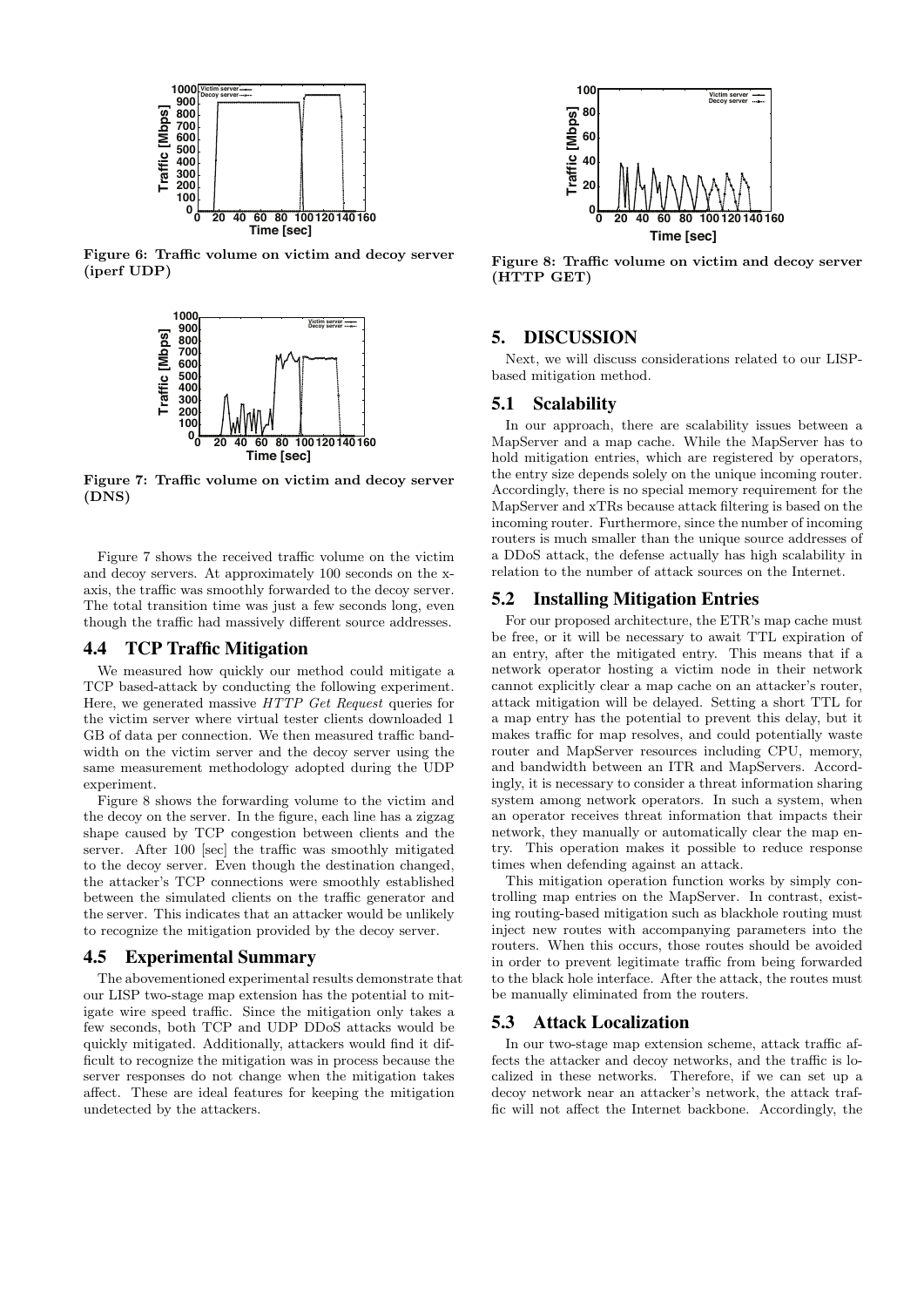1000
900
800
700
600
500
400
300
200
100
0
Traffic [Mbps]
Victim server
Decoy server
0 20 40 60 80 100 120 140 160
Time [sec]

**Figure 6: Traffic volume on victim and decoy server (iperf UDP)**

1000
900
800
700
600
500
400
300
200
100
0
Traffic [Mbps]
Victim server
Decoy server
0 20 40 60 80 100 120 140 160
Time [sec]

**Figure 7: Traffic volume on victim and decoy server (DNS)**

Figure 7 shows the received traffic volume on the victim and decoy servers. At approximately 100 seconds on the x-axis, the traffic was smoothly forwarded to the decoy server. The total transition time was just a few seconds long, even though the traffic had massively different source addresses.

## 4.4 TCP Traffic Mitigation

We measured how quickly our method could mitigate a TCP based-attack by conducting the following experiment. Here, we generated massive *HTTP Get Request* queries for the victim server where virtual tester clients downloaded 1 GB of data per connection. We then measured traffic bandwidth on the victim server and the decoy server using the same measurement methodology adopted during the UDP experiment.

Figure 8 shows the forwarding volume to the victim and the decoy on the server. In the figure, each line has a zigzag shape caused by TCP congestion between clients and the server. After 100 [sec] the traffic was smoothly mitigated to the decoy server. Even though the destination changed, the attacker's TCP connections were smoothly established between the simulated clients on the traffic generator and the server. This indicates that an attacker would be unlikely to recognize the mitigation provided by the decoy server.

## 4.5 Experimental Summary

The abovementioned experimental results demonstrate that our LISP two-stage map extension has the potential to mitigate wire speed traffic. Since the mitigation only takes a few seconds, both TCP and UDP DDoS attacks would be quickly mitigated. Additionally, attackers would find it difficult to recognize the mitigation was in process because the server responses do not change when the mitigation takes affect. These are ideal features for keeping the mitigation undetected by the attackers.

100
80
60
40
20
0
Traffic [Mbps]
Victim server
Decoy server
0 20 40 60 80 100 120 140 160
Time [sec]

**Figure 8: Traffic volume on victim and decoy server (HTTP GET)**

# 5. DISCUSSION

Next, we will discuss considerations related to our LISP-based mitigation method.

## 5.1 Scalability

In our approach, there are scalability issues between a MapServer and a map cache. While the MapServer has to hold mitigation entries, which are registered by operators, the entry size depends solely on the unique incoming router. Accordingly, there is no special memory requirement for the MapServer and xTRs because attack filtering is based on the incoming router. Furthermore, since the number of incoming routers is much smaller than the unique source addresses of a DDoS attack, the defense actually has high scalability in relation to the number of attack sources on the Internet.

## 5.2 Installing Mitigation Entries

For our proposed architecture, the ETR's map cache must be free, or it will be necessary to await TTL expiration of an entry, after the mitigated entry. This means that if a network operator hosting a victim node in their network cannot explicitly clear a map cache on an attacker's router, attack mitigation will be delayed. Setting a short TTL for a map entry has the potential to prevent this delay, but it makes traffic for map resolves, and could potentially waste router and MapServer resources including CPU, memory, and bandwidth between an ITR and MapServers. Accordingly, it is necessary to consider a threat information sharing system among network operators. In such a system, when an operator receives threat information that impacts their network, they manually or automatically clear the map entry. This operation makes it possible to reduce response times when defending against an attack.

This mitigation operation function works by simply controlling map entries on the MapServer. In contrast, existing routing-based mitigation such as blackhole routing must inject new routes with accompanying parameters into the routers. When this occurs, those routes should be avoided in order to prevent legitimate traffic from being forwarded to the black hole interface. After the attack, the routes must be manually eliminated from the routers.

## 5.3 Attack Localization

In our two-stage map extension scheme, attack traffic affects the attacker and decoy networks, and the traffic is localized in these networks. Therefore, if we can set up a decoy network near an attacker's network, the attack traffic will not affect the Internet backbone. Accordingly, the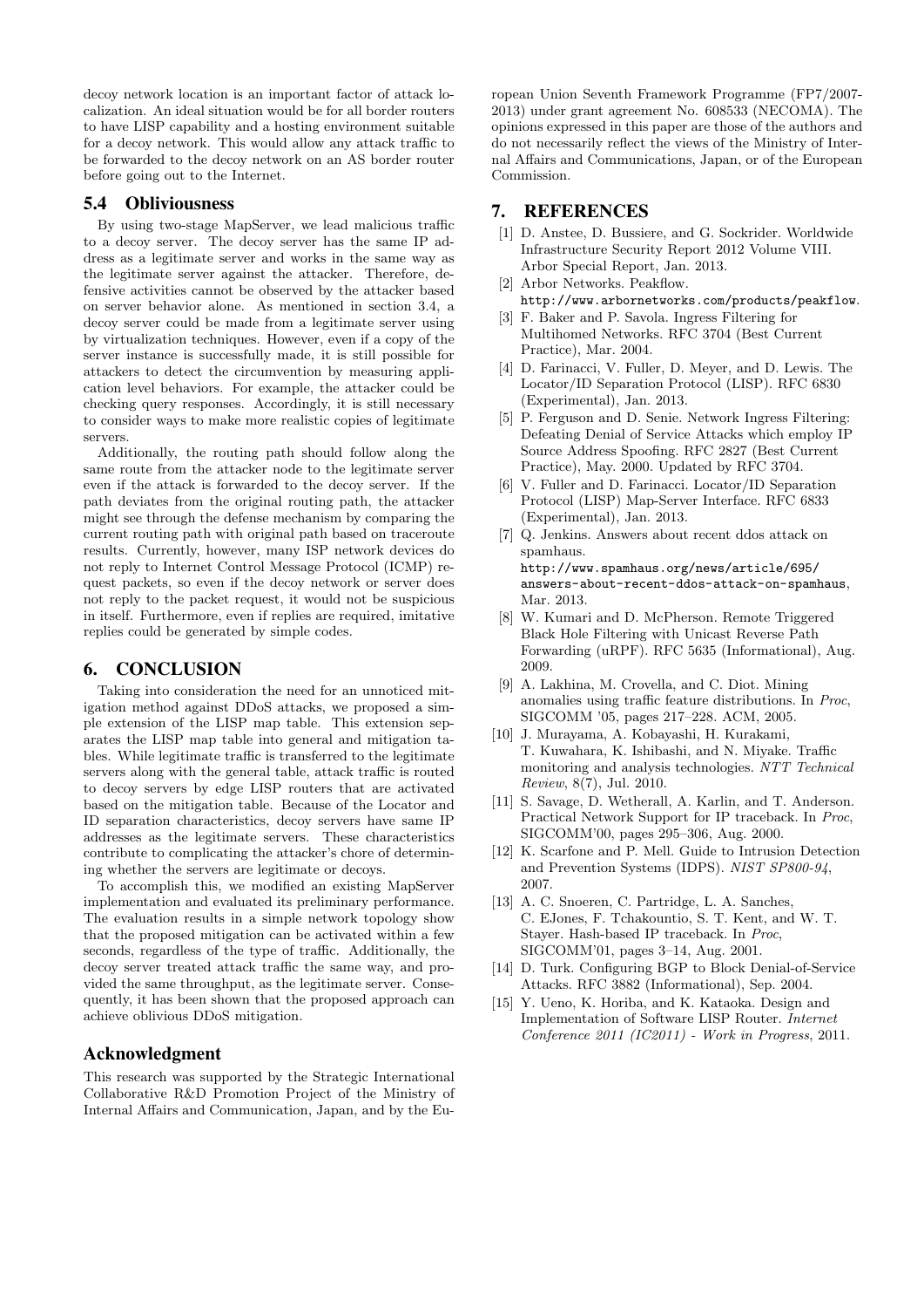decoy network location is an important factor of attack localization. An ideal situation would be for all border routers to have LISP capability and a hosting environment suitable for a decoy network. This would allow any attack traffic to be forwarded to the decoy network on an AS border router before going out to the Internet.

### 5.4 Obliviousness

By using two-stage MapServer, we lead malicious traffic to a decoy server. The decoy server has the same IP address as a legitimate server and works in the same way as the legitimate server against the attacker. Therefore, defensive activities cannot be observed by the attacker based on server behavior alone. As mentioned in section 3.4, a decoy server could be made from a legitimate server using by virtualization techniques. However, even if a copy of the server instance is successfully made, it is still possible for attackers to detect the circumvention by measuring application level behaviors. For example, the attacker could be checking query responses. Accordingly, it is still necessary to consider ways to make more realistic copies of legitimate servers.

Additionally, the routing path should follow along the same route from the attacker node to the legitimate server even if the attack is forwarded to the decoy server. If the path deviates from the original routing path, the attacker might see through the defense mechanism by comparing the current routing path with original path based on traceroute results. Currently, however, many ISP network devices do not reply to Internet Control Message Protocol (ICMP) request packets, so even if the decoy network or server does not reply to the packet request, it would not be suspicious in itself. Furthermore, even if replies are required, imitative replies could be generated by simple codes.

## 6. CONCLUSION

Taking into consideration the need for an unnoticed mitigation method against DDoS attacks, we proposed a simple extension of the LISP map table. This extension separates the LISP map table into general and mitigation tables. While legitimate traffic is transferred to the legitimate servers along with the general table, attack traffic is routed to decoy servers by edge LISP routers that are activated based on the mitigation table. Because of the Locator and ID separation characteristics, decoy servers have same IP addresses as the legitimate servers. These characteristics contribute to complicating the attacker's chore of determining whether the servers are legitimate or decoys.

To accomplish this, we modified an existing MapServer implementation and evaluated its preliminary performance. The evaluation results in a simple network topology show that the proposed mitigation can be activated within a few seconds, regardless of the type of traffic. Additionally, the decoy server treated attack traffic the same way, and provided the same throughput, as the legitimate server. Consequently, it has been shown that the proposed approach can achieve oblivious DDoS mitigation.

## Acknowledgment

This research was supported by the Strategic International Collaborative R&D Promotion Project of the Ministry of Internal Affairs and Communication, Japan, and by the European Union Seventh Framework Programme (FP7/2007-2013) under grant agreement No. 608533 (NECOMA). The opinions expressed in this paper are those of the authors and do not necessarily reflect the views of the Ministry of Internal Affairs and Communications, Japan, or of the European Commission.

## 7. REFERENCES

[1] D. Anstee, D. Bussiere, and G. Sockrider. Worldwide Infrastructure Security Report 2012 Volume VIII. Arbor Special Report, Jan. 2013.

[2] Arbor Networks. Peakflow. http://www.arbornetworks.com/products/peakflow.

[3] F. Baker and P. Savola. Ingress Filtering for Multihomed Networks. RFC 3704 (Best Current Practice), Mar. 2004.

[4] D. Farinacci, V. Fuller, D. Meyer, and D. Lewis. The Locator/ID Separation Protocol (LISP). RFC 6830 (Experimental), Jan. 2013.

[5] P. Ferguson and D. Senie. Network Ingress Filtering: Defeating Denial of Service Attacks which employ IP Source Address Spoofing. RFC 2827 (Best Current Practice), May. 2000. Updated by RFC 3704.

[6] V. Fuller and D. Farinacci. Locator/ID Separation Protocol (LISP) Map-Server Interface. RFC 6833 (Experimental), Jan. 2013.

[7] Q. Jenkins. Answers about recent ddos attack on spamhaus. http://www.spamhaus.org/news/article/695/answers-about-recent-ddos-attack-on-spamhaus, Mar. 2013.

[8] W. Kumari and D. McPherson. Remote Triggered Black Hole Filtering with Unicast Reverse Path Forwarding (uRPF). RFC 5635 (Informational), Aug. 2009.

[9] A. Lakhina, M. Crovella, and C. Diot. Mining anomalies using traffic feature distributions. In *Proc*, SIGCOMM '05, pages 217–228. ACM, 2005.

[10] J. Murayama, A. Kobayashi, H. Kurakami, T. Kuwahara, K. Ishibashi, and N. Miyake. Traffic monitoring and analysis technologies. *NTT Technical Review*, 8(7), Jul. 2010.

[11] S. Savage, D. Wetherall, A. Karlin, and T. Anderson. Practical Network Support for IP traceback. In *Proc*, SIGCOMM'00, pages 295–306, Aug. 2000.

[12] K. Scarfone and P. Mell. Guide to Intrusion Detection and Prevention Systems (IDPS). *NIST SP800-94*, 2007.

[13] A. C. Snoeren, C. Partridge, L. A. Sanches, C. EJones, F. Tchakountio, S. T. Kent, and W. T. Stayer. Hash-based IP traceback. In *Proc*, SIGCOMM'01, pages 3–14, Aug. 2001.

[14] D. Turk. Configuring BGP to Block Denial-of-Service Attacks. RFC 3882 (Informational), Sep. 2004.

[15] Y. Ueno, K. Horiba, and K. Kataoka. Design and Implementation of Software LISP Router. *Internet Conference 2011 (IC2011) - Work in Progress*, 2011.